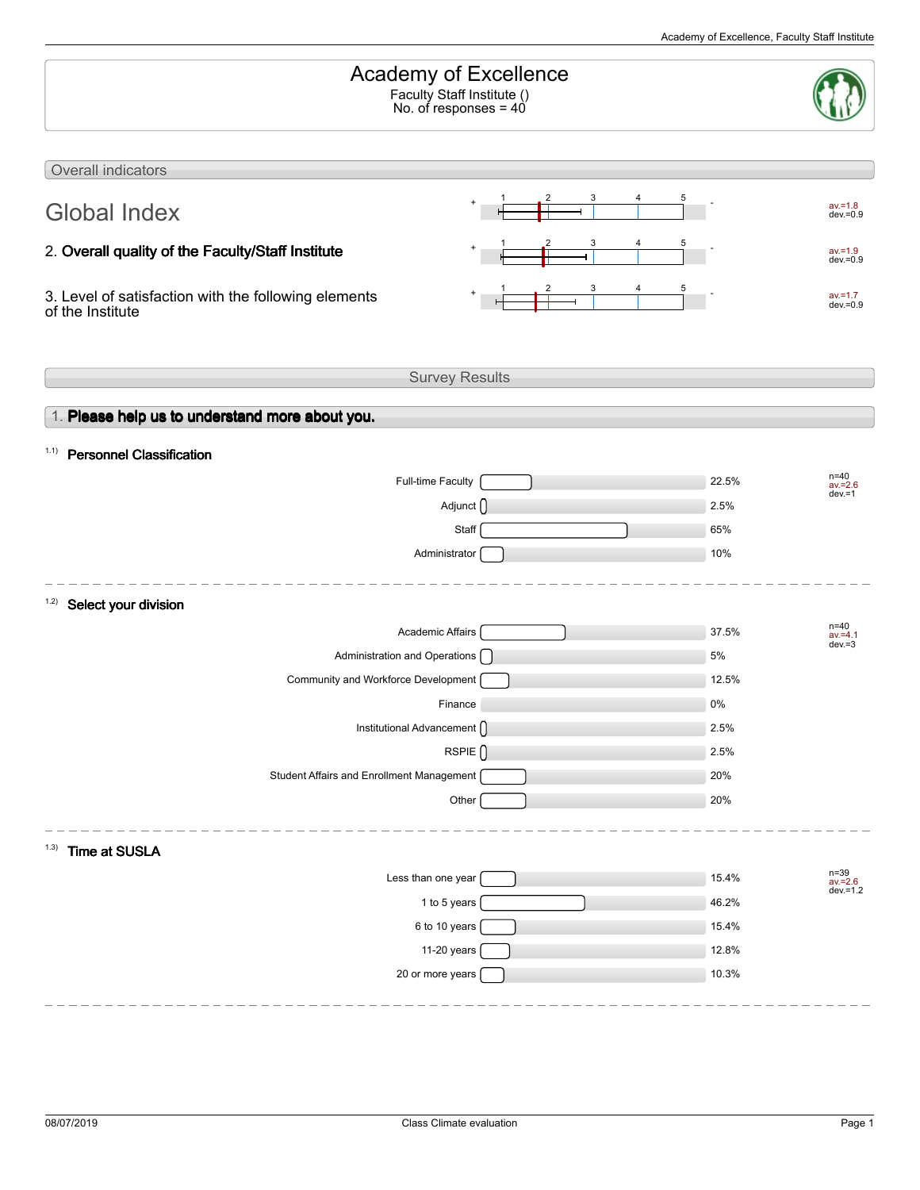# Academy of Excellence

Faculty Staff Institute ()
No. of responses = 40

## Overall indicators

| Indicator | + | Scale (1–5) | - | Statistics |
|---|---|---|---|---|
| **Global Index** | + | 1 2 3 4 5 | - | av.=1.8 dev.=0.9 |
| 2. **Overall quality of the Faculty/Staff Institute** | + | 1 2 3 4 5 | - | av.=1.9 dev.=0.9 |
| 3. Level of satisfaction with the following elements of the Institute | + | 1 2 3 4 5 | - | av.=1.7 dev.=0.9 |

## Survey Results

### 1. Please help us to understand more about you.

#### 1.1) Personnel Classification

| Option | Percentage |
|---|---|
| Full-time Faculty | 22.5% |
| Adjunct | 2.5% |
| Staff | 65% |
| Administrator | 10% |

n=40
av.=2.6
dev.=1

#### 1.2) Select your division

| Option | Percentage |
|---|---|
| Academic Affairs | 37.5% |
| Administration and Operations | 5% |
| Community and Workforce Development | 12.5% |
| Finance | 0% |
| Institutional Advancement | 2.5% |
| RSPIE | 2.5% |
| Student Affairs and Enrollment Management | 20% |
| Other | 20% |

n=40
av.=4.1
dev.=3

#### 1.3) Time at SUSLA

| Option | Percentage |
|---|---|
| Less than one year | 15.4% |
| 1 to 5 years | 46.2% |
| 6 to 10 years | 15.4% |
| 11-20 years | 12.8% |
| 20 or more years | 10.3% |

n=39
av.=2.6
dev.=1.2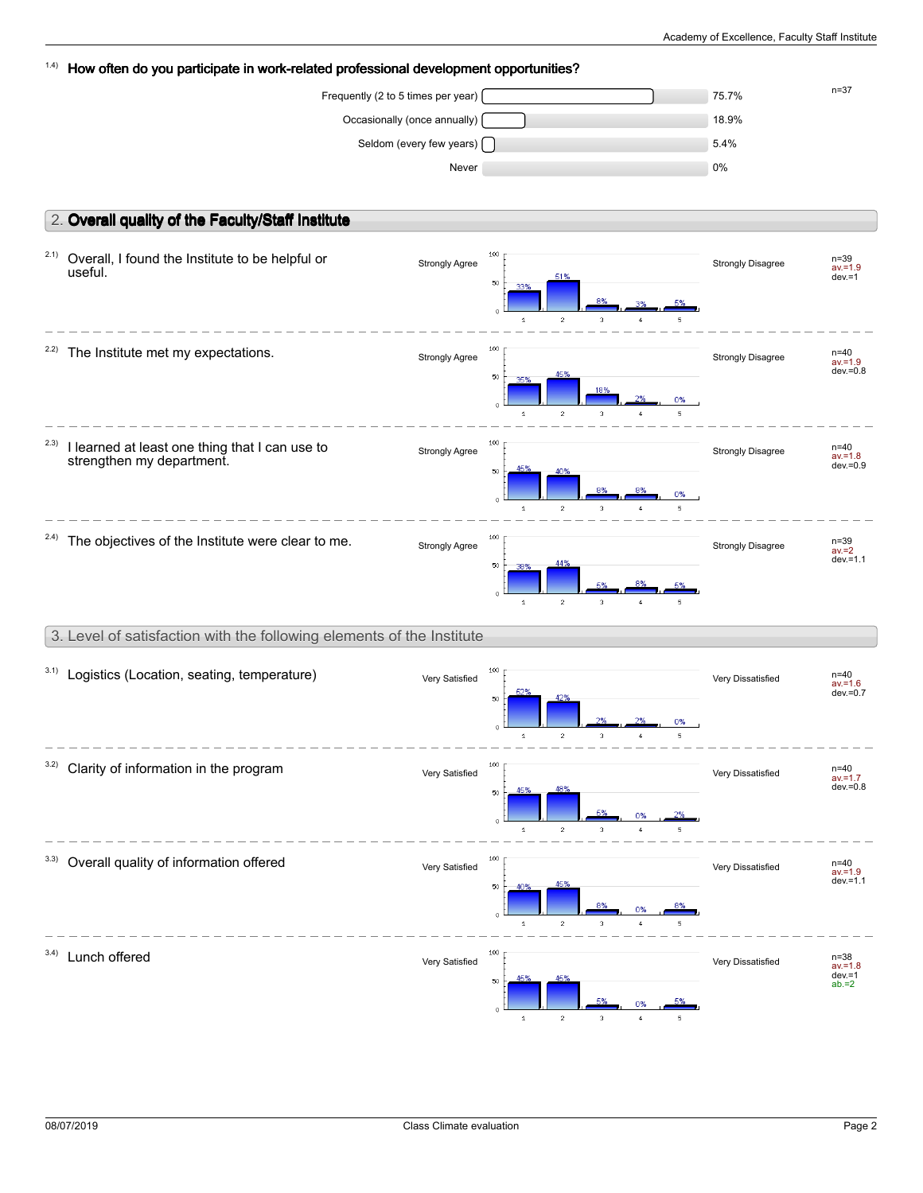1.4) **How often do you participate in work-related professional development opportunities?**

| Response | Percentage |
|---|---|
| Frequently (2 to 5 times per year) | 75.7% |
| Occasionally (once annually) | 18.9% |
| Seldom (every few years) | 5.4% |
| Never | 0% |

n=37

## 2. Overall quality of the Faculty/Staff Institute

| Item | Left pole | 1 | 2 | 3 | 4 | 5 | Right pole | Statistics |
|---|---|---|---|---|---|---|---|---|
| 2.1) Overall, I found the Institute to be helpful or useful. | Strongly Agree | 33% | 51% | 8% | 3% | 5% | Strongly Disagree | n=39, av.=1.9, dev.=1 |
| 2.2) The Institute met my expectations. | Strongly Agree | 35% | 45% | 18% | 3% | 0% | Strongly Disagree | n=40, av.=1.9, dev.=0.8 |
| 2.3) I learned at least one thing that I can use to strengthen my department. | Strongly Agree | 45% | 40% | 8% | 8% | 0% | Strongly Disagree | n=40, av.=1.8, dev.=0.9 |
| 2.4) The objectives of the Institute were clear to me. | Strongly Agree | 38% | 44% | 5% | 8% | 5% | Strongly Disagree | n=39, av.=2, dev.=1.1 |

## 3. Level of satisfaction with the following elements of the Institute

| Item | Left pole | 1 | 2 | 3 | 4 | 5 | Right pole | Statistics |
|---|---|---|---|---|---|---|---|---|
| 3.1) Logistics (Location, seating, temperature) | Very Satisfied | 52% | 42% | 3% | 3% | 0% | Very Dissatisfied | n=40, av.=1.6, dev.=0.7 |
| 3.2) Clarity of information in the program | Very Satisfied | 45% | 48% | 5% | 0% | 3% | Very Dissatisfied | n=40, av.=1.7, dev.=0.8 |
| 3.3) Overall quality of information offered | Very Satisfied | 40% | 45% | 8% | 0% | 8% | Very Dissatisfied | n=40, av.=1.9, dev.=1.1 |
| 3.4) Lunch offered | Very Satisfied | 45% | 45% | 5% | 0% | 5% | Very Dissatisfied | n=38, av.=1.8, dev.=1, ab.=2 |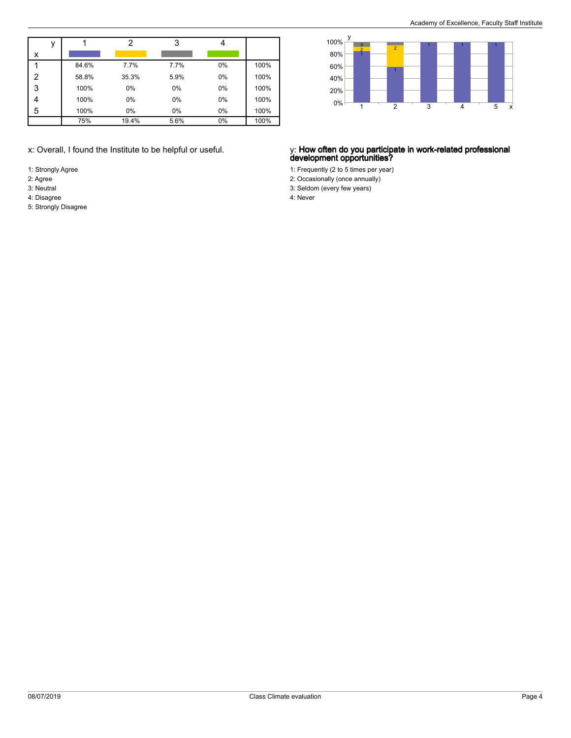| x \ y | 1 | 2 | 3 | 4 | |
|---|---|---|---|---|---|
| 1 | 84.6% | 7.7% | 7.7% | 0% | 100% |
| 2 | 58.8% | 35.3% | 5.9% | 0% | 100% |
| 3 | 100% | 0% | 0% | 0% | 100% |
| 4 | 100% | 0% | 0% | 0% | 100% |
| 5 | 100% | 0% | 0% | 0% | 100% |
| | 75% | 19.4% | 5.6% | 0% | 100% |

x: Overall, I found the Institute to be helpful or useful.

1: Strongly Agree
2: Agree
3: Neutral
4: Disagree
5: Strongly Disagree

y: **How often do you participate in work-related professional development opportunities?**

1: Frequently (2 to 5 times per year)
2: Occasionally (once annually)
3: Seldom (every few years)
4: Never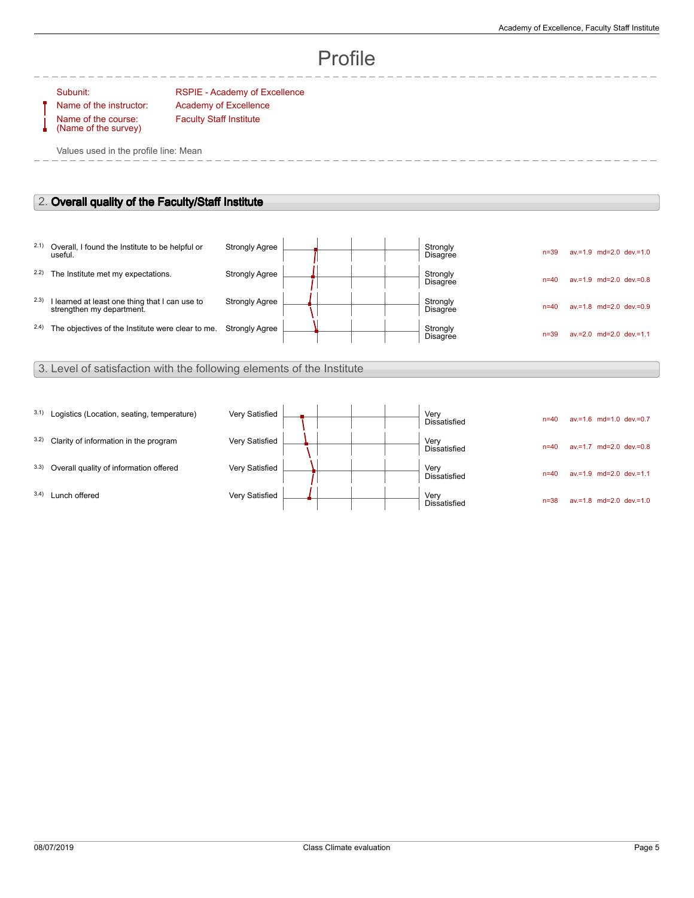# Profile

Subunit: RSPIE - Academy of Excellence

Name of the instructor: Academy of Excellence

Name of the course: (Name of the survey) Faculty Staff Institute

Values used in the profile line: Mean

## 2. **Overall quality of the Faculty/Staff Institute**

2.1) Overall, I found the Institute to be helpful or useful.
Strongly Agree — Strongly Disagree
n=39 av.=1.9 md=2.0 dev.=1.0

2.2) The Institute met my expectations.
Strongly Agree — Strongly Disagree
n=40 av.=1.9 md=2.0 dev.=0.8

2.3) I learned at least one thing that I can use to strengthen my department.
Strongly Agree — Strongly Disagree
n=40 av.=1.8 md=2.0 dev.=0.9

2.4) The objectives of the Institute were clear to me.
Strongly Agree — Strongly Disagree
n=39 av.=2.0 md=2.0 dev.=1.1

## 3. Level of satisfaction with the following elements of the Institute

3.1) Logistics (Location, seating, temperature)
Very Satisfied — Very Dissatisfied
n=40 av.=1.6 md=1.0 dev.=0.7

3.2) Clarity of information in the program
Very Satisfied — Very Dissatisfied
n=40 av.=1.7 md=2.0 dev.=0.8

3.3) Overall quality of information offered
Very Satisfied — Very Dissatisfied
n=40 av.=1.9 md=2.0 dev.=1.1

3.4) Lunch offered
Very Satisfied — Very Dissatisfied
n=38 av.=1.8 md=2.0 dev.=1.0